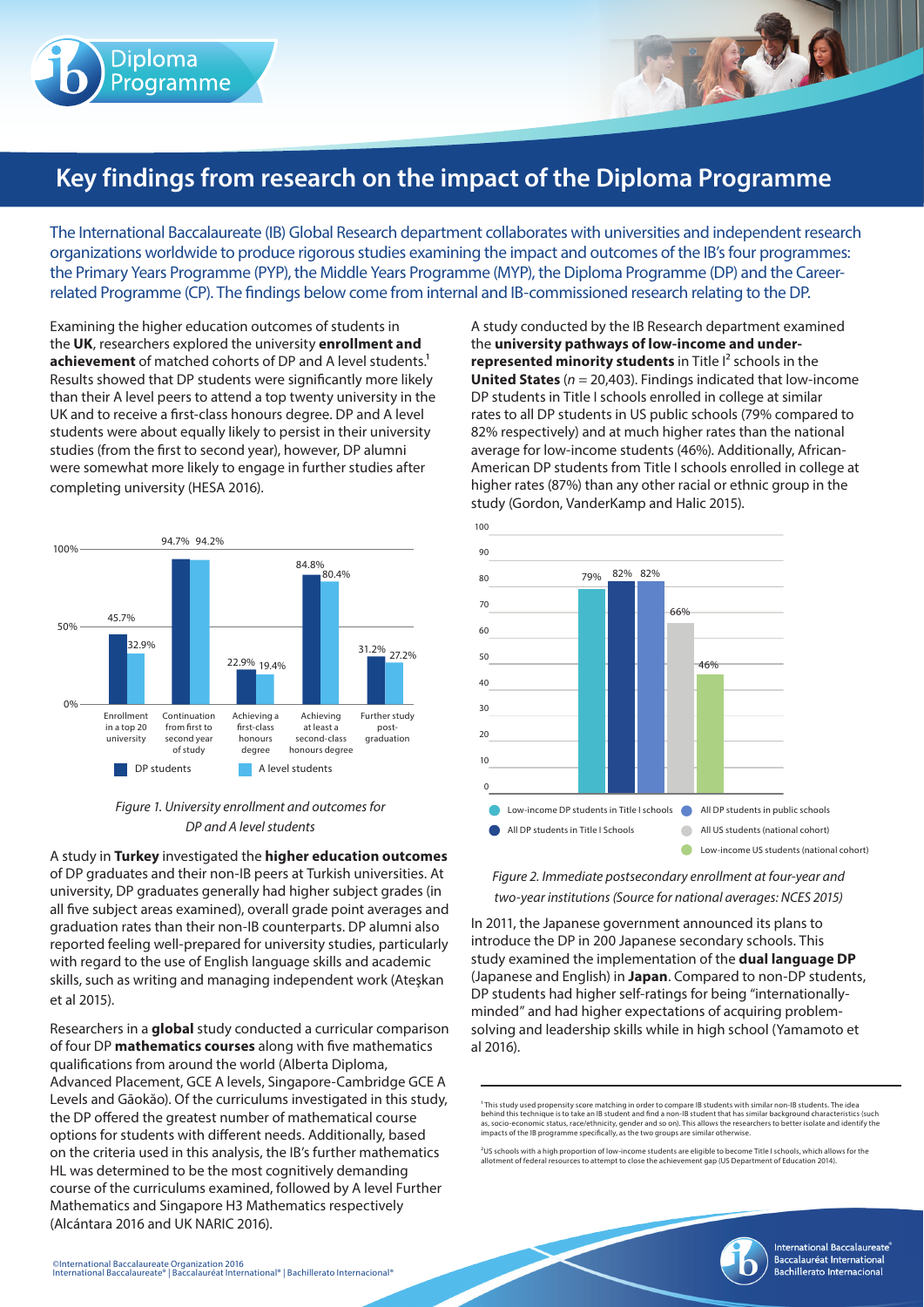# Key findings from research on the impact of the Diploma Programme

The International Baccalaureate (IB) Global Research department collaborates with universities and independent research organizations worldwide to produce rigorous studies examining the impact and outcomes of the IB's four programmes: the Primary Years Programme (PYP), the Middle Years Programme (MYP), the Diploma Programme (DP) and the Career-related Programme (CP). The findings below come from internal and IB-commissioned research relating to the DP.

Examining the higher education outcomes of students in the **UK**, researchers explored the university **enrollment and achievement** of matched cohorts of DP and A level students.[1] Results showed that DP students were significantly more likely than their A level peers to attend a top twenty university in the UK and to receive a first-class honours degree. DP and A level students were about equally likely to persist in their university studies (from the first to second year), however, DP alumni were somewhat more likely to engage in further studies after completing university (HESA 2016).

| | DP students | A level students |
|---|---|---|
| Enrollment in a top 20 university | 45.7% | 32.9% |
| Continuation from first to second year of study | 94.7% | 94.2% |
| Achieving a first-class honours degree | 22.9% | 19.4% |
| Achieving at least a second-class honours degree | 84.8% | 80.4% |
| Further study post-graduation | 31.2% | 27.2% |

*Figure 1. University enrollment and outcomes for DP and A level students*

A study in **Turkey** investigated the **higher education outcomes** of DP graduates and their non-IB peers at Turkish universities. At university, DP graduates generally had higher subject grades (in all five subject areas examined), overall grade point averages and graduation rates than their non-IB counterparts. DP alumni also reported feeling well-prepared for university studies, particularly with regard to the use of English language skills and academic skills, such as writing and managing independent work (Ateşkan et al 2015).

Researchers in a **global** study conducted a curricular comparison of four DP **mathematics courses** along with five mathematics qualifications from around the world (Alberta Diploma, Advanced Placement, GCE A levels, Singapore-Cambridge GCE A Levels and Gāokǎo). Of the curriculums investigated in this study, the DP offered the greatest number of mathematical course options for students with different needs. Additionally, based on the criteria used in this analysis, the IB's further mathematics HL was determined to be the most cognitively demanding course of the curriculums examined, followed by A level Further Mathematics and Singapore H3 Mathematics respectively (Alcántara 2016 and UK NARIC 2016).

A study conducted by the IB Research department examined the **university pathways of low-income and under-represented minority students** in Title I[2] schools in the **United States** ($n$ = 20,403). Findings indicated that low-income DP students in Title I schools enrolled in college at similar rates to all DP students in US public schools (79% compared to 82% respectively) and at much higher rates than the national average for low-income students (46%). Additionally, African-American DP students from Title I schools enrolled in college at higher rates (87%) than any other racial or ethnic group in the study (Gordon, VanderKamp and Halic 2015).

| Group | Enrollment |
|---|---|
| Low-income DP students in Title I schools | 79% |
| All DP students in Title I Schools | 82% |
| All DP students in public schools | 82% |
| All US students (national cohort) | 66% |
| Low-income US students (national cohort) | 46% |

*Figure 2. Immediate postsecondary enrollment at four-year and two-year institutions (Source for national averages: NCES 2015)*

In 2011, the Japanese government announced its plans to introduce the DP in 200 Japanese secondary schools. This study examined the implementation of the **dual language DP** (Japanese and English) in **Japan**. Compared to non-DP students, DP students had higher self-ratings for being "internationally-minded" and had higher expectations of acquiring problem-solving and leadership skills while in high school (Yamamoto et al 2016).

[1] This study used propensity score matching in order to compare IB students with similar non-IB students. The idea behind this technique is to take an IB student and find a non-IB student that has similar background characteristics (such as, socio-economic status, race/ethnicity, gender and so on). This allows the researchers to better isolate and identify the impacts of the IB programme specifically, as the two groups are similar otherwise.

[2] US schools with a high proportion of low-income students are eligible to become Title I schools, which allows for the allotment of federal resources to attempt to close the achievement gap (US Department of Education 2014).

©International Baccalaureate Organization 2016
International Baccalaureate® | Baccalauréat International® | Bachillerato Internacional®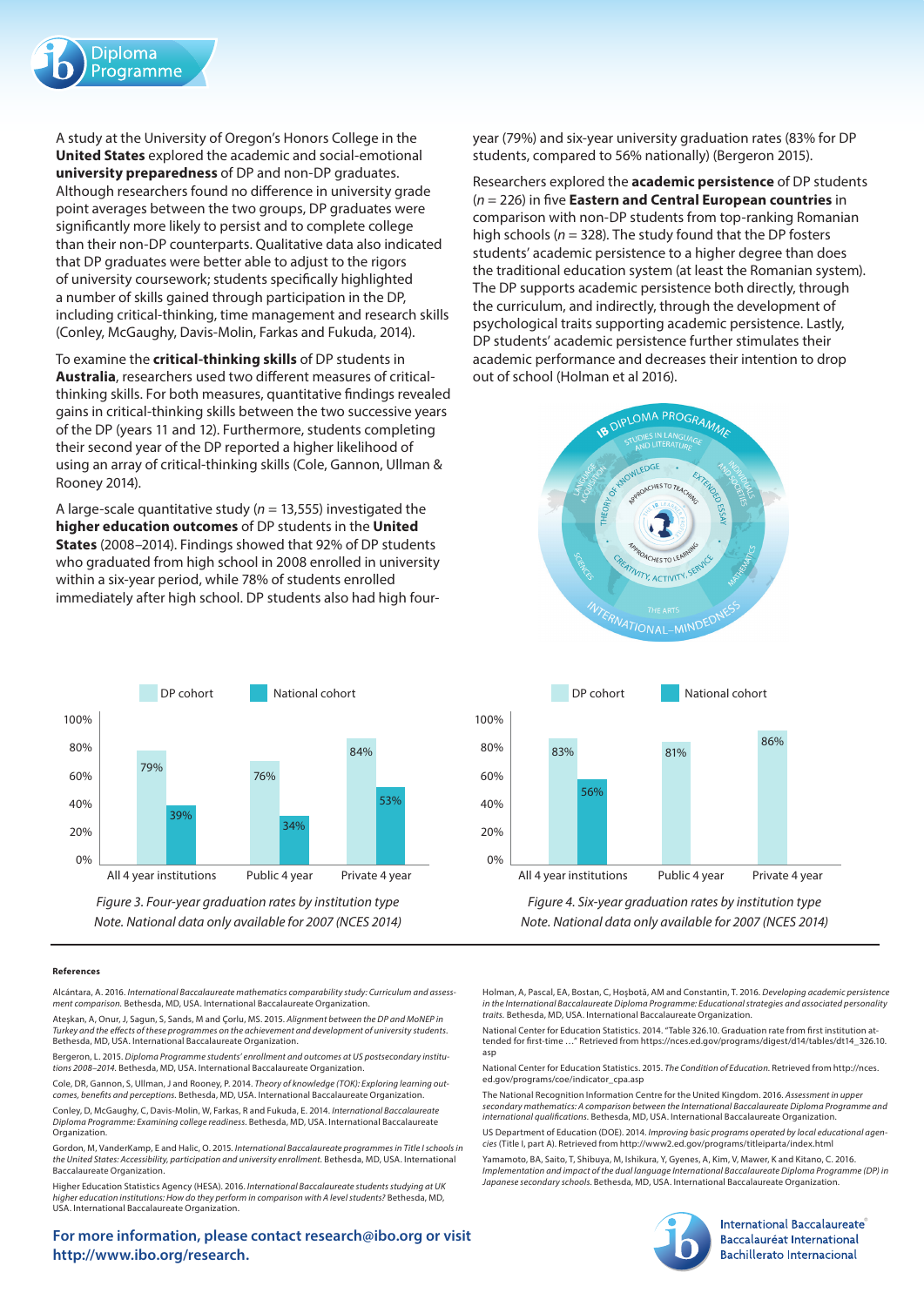A study at the University of Oregon's Honors College in the **United States** explored the academic and social-emotional **university preparedness** of DP and non-DP graduates. Although researchers found no difference in university grade point averages between the two groups, DP graduates were significantly more likely to persist and to complete college than their non-DP counterparts. Qualitative data also indicated that DP graduates were better able to adjust to the rigors of university coursework; students specifically highlighted a number of skills gained through participation in the DP, including critical-thinking, time management and research skills (Conley, McGaughy, Davis-Molin, Farkas and Fukuda, 2014).

To examine the **critical-thinking skills** of DP students in **Australia**, researchers used two different measures of critical-thinking skills. For both measures, quantitative findings revealed gains in critical-thinking skills between the two successive years of the DP (years 11 and 12). Furthermore, students completing their second year of the DP reported a higher likelihood of using an array of critical-thinking skills (Cole, Gannon, Ullman & Rooney 2014).

A large-scale quantitative study ($n$ = 13,555) investigated the **higher education outcomes** of DP students in the **United States** (2008–2014). Findings showed that 92% of DP students who graduated from high school in 2008 enrolled in university within a six-year period, while 78% of students enrolled immediately after high school. DP students also had high four-year (79%) and six-year university graduation rates (83% for DP students, compared to 56% nationally) (Bergeron 2015).

Researchers explored the **academic persistence** of DP students ($n$ = 226) in five **Eastern and Central European countries** in comparison with non-DP students from top-ranking Romanian high schools ($n$ = 328). The study found that the DP fosters students' academic persistence to a higher degree than does the traditional education system (at least the Romanian system). The DP supports academic persistence both directly, through the curriculum, and indirectly, through the development of psychological traits supporting academic persistence. Lastly, DP students' academic persistence further stimulates their academic performance and decreases their intention to drop out of school (Holman et al 2016).

DP cohort
National cohort
100%
80%
60%
40%
20%
0%
79%
39%
76%
34%
84%
53%
All 4 year institutions
Public 4 year
Private 4 year

*Figure 3. Four-year graduation rates by institution type*
*Note. National data only available for 2007 (NCES 2014)*

DP cohort
National cohort
100%
80%
60%
40%
20%
0%
83%
56%
81%
86%
All 4 year institutions
Public 4 year
Private 4 year

*Figure 4. Six-year graduation rates by institution type*
*Note. National data only available for 2007 (NCES 2014)*

## References

Alcántara, A. 2016. *International Baccalaureate mathematics comparability study: Curriculum and assessment comparison.* Bethesda, MD, USA. International Baccalaureate Organization.

Ateşkan, A, Onur, J, Sagun, S, Sands, M and Çorlu, MS. 2015. *Alignment between the DP and MoNEP in Turkey and the effects of these programmes on the achievement and development of university students.* Bethesda, MD, USA. International Baccalaureate Organization.

Bergeron, L. 2015. *Diploma Programme students' enrollment and outcomes at US postsecondary institutions 2008–2014.* Bethesda, MD, USA. International Baccalaureate Organization.

Cole, DR, Gannon, S, Ullman, J and Rooney, P. 2014. *Theory of knowledge (TOK): Exploring learning outcomes, benefits and perceptions.* Bethesda, MD, USA. International Baccalaureate Organization.

Conley, D, McGaughy, C, Davis-Molin, W, Farkas, R and Fukuda, E. 2014. *International Baccalaureate Diploma Programme: Examining college readiness.* Bethesda, MD, USA. International Baccalaureate Organization.

Gordon, M, VanderKamp, E and Halic, O. 2015. *International Baccalaureate programmes in Title I schools in the United States: Accessibility, participation and university enrollment.* Bethesda, MD, USA. International Baccalaureate Organization.

Higher Education Statistics Agency (HESA). 2016. *International Baccalaureate students studying at UK higher education institutions: How do they perform in comparison with A level students?* Bethesda, MD, USA. International Baccalaureate Organization.

Holman, A, Pascal, EA, Bostan, C, Hoşbotă, AM and Constantin, T. 2016. *Developing academic persistence in the International Baccalaureate Diploma Programme: Educational strategies and associated personality traits.* Bethesda, MD, USA. International Baccalaureate Organization.

National Center for Education Statistics. 2014. "Table 326.10. Graduation rate from first institution attended for first-time …" Retrieved from https://nces.ed.gov/programs/digest/d14/tables/dt14_326.10.asp

National Center for Education Statistics. 2015. *The Condition of Education.* Retrieved from http://nces.ed.gov/programs/coe/indicator_cpa.asp

The National Recognition Information Centre for the United Kingdom. 2016. *Assessment in upper secondary mathematics: A comparison between the International Baccalaureate Diploma Programme and international qualifications.* Bethesda, MD, USA. International Baccalaureate Organization.

US Department of Education (DOE). 2014. *Improving basic programs operated by local educational agencies* (Title I, part A). Retrieved from http://www2.ed.gov/programs/titleiparta/index.html

Yamamoto, BA, Saito, T, Shibuya, M, Ishikura, Y, Gyenes, A, Kim, V, Mawer, K and Kitano, C. 2016. *Implementation and impact of the dual language International Baccalaureate Diploma Programme (DP) in Japanese secondary schools.* Bethesda, MD, USA. International Baccalaureate Organization.

**For more information, please contact research@ibo.org or visit http://www.ibo.org/research.**